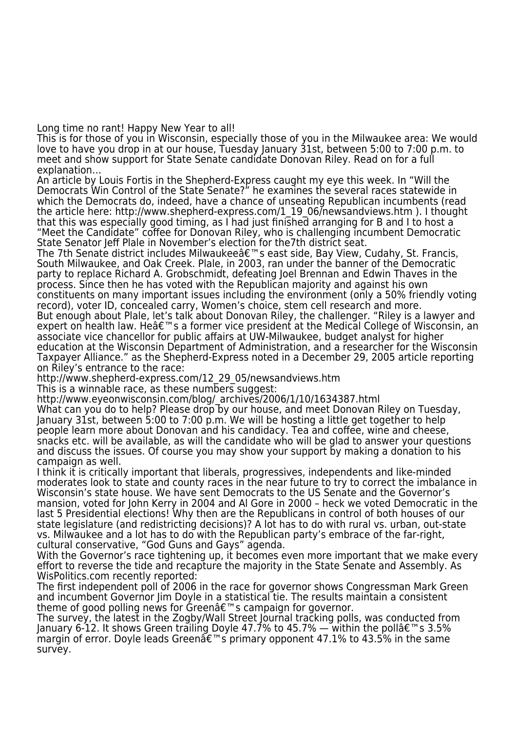Long time no rant! Happy New Year to all!

This is for those of you in Wisconsin, especially those of you in the Milwaukee area: We would love to have you drop in at our house, Tuesday January 31st, between 5:00 to 7:00 p.m. to meet and show support for State Senate candidate Donovan Riley. Read on for a full explanation…

An article by Louis Fortis in the Shepherd-Express caught my eye this week. In “Will the Democrats Win Control of the State Senate?” he examines the several races statewide in which the Democrats do, indeed, have a chance of unseating Republican incumbents (read the article here: http://www.shepherd-express.com/1_19_06/newsandviews.htm ). I thought that this was especially good timing, as I had just finished arranging for B and I to host a “Meet the Candidate” coffee for Donovan Riley, who is challenging incumbent Democratic State Senator Jeff Plale in November’s election for the7th district seat.

The 7th Senate district includes Milwaukeeâ€™s east side, Bay View, Cudahy, St. Francis, South Milwaukee, and Oak Creek. Plale, in 2003, ran under the banner of the Democratic party to replace Richard A. Grobschmidt, defeating Joel Brennan and Edwin Thaves in the process. Since then he has voted with the Republican majority and against his own constituents on many important issues including the environment (only a 50% friendly voting record), voter ID, concealed carry, Women’s choice, stem cell research and more.

But enough about Plale, let’s talk about Donovan Riley, the challenger. “Riley is a lawyer and expert on health law. Heâ€™s a former vice president at the Medical College of Wisconsin, an associate vice chancellor for public affairs at UW-Milwaukee, budget analyst for higher education at the Wisconsin Department of Administration, and a researcher for the Wisconsin Taxpayer Alliance.” as the Shepherd-Express noted in a December 29, 2005 article reporting on Riley’s entrance to the race:

http://www.shepherd-express.com/12_29_05/newsandviews.htm

This is a winnable race, as these numbers suggest:

http://www.eyeonwisconsin.com/blog/_archives/2006/1/10/1634387.html

What can you do to help? Please drop by our house, and meet Donovan Riley on Tuesday, January 31st, between 5:00 to 7:00 p.m. We will be hosting a little get together to help people learn more about Donovan and his candidacy. Tea and coffee, wine and cheese, snacks etc. will be available, as will the candidate who will be glad to answer your questions and discuss the issues. Of course you may show your support by making a donation to his campaign as well.

I think it is critically important that liberals, progressives, independents and like-minded moderates look to state and county races in the near future to try to correct the imbalance in Wisconsin’s state house. We have sent Democrats to the US Senate and the Governor’s mansion, voted for John Kerry in 2004 and Al Gore in 2000 – heck we voted Democratic in the last 5 Presidential elections! Why then are the Republicans in control of both houses of our state legislature (and redistricting decisions)? A lot has to do with rural vs. urban, out-state vs. Milwaukee and a lot has to do with the Republican party’s embrace of the far-right, cultural conservative, “God Guns and Gays” agenda.

With the Governor’s race tightening up, it becomes even more important that we make every effort to reverse the tide and recapture the majority in the State Senate and Assembly. As WisPolitics.com recently reported:

The first independent poll of 2006 in the race for governor shows Congressman Mark Green and incumbent Governor Jim Doyle in a statistical tie. The results maintain a consistent theme of good polling news for Greenâ€™s campaign for governor.

The survey, the latest in the Zogby/Wall Street Journal tracking polls, was conducted from January 6-12. It shows Green trailing Doyle 47.7% to 45.7% — within the pollâ€™s 3.5% margin of error. Doyle leads Greenâ€™s primary opponent 47.1% to 43.5% in the same survey.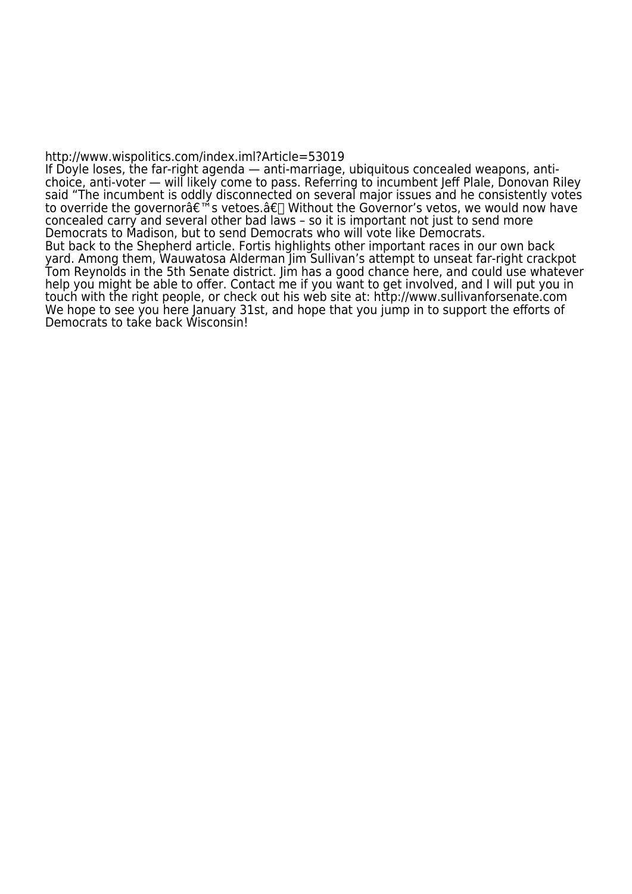http://www.wispolitics.com/index.iml?Article=53019
If Doyle loses, the far-right agenda — anti-marriage, ubiquitous concealed weapons, anti-choice, anti-voter — will likely come to pass. Referring to incumbent Jeff Plale, Donovan Riley said "The incumbent is oddly disconnected on several major issues and he consistently votes to override the governorâ€™s vetoes.â€ Without the Governor's vetos, we would now have concealed carry and several other bad laws – so it is important not just to send more Democrats to Madison, but to send Democrats who will vote like Democrats.
But back to the Shepherd article. Fortis highlights other important races in our own back yard. Among them, Wauwatosa Alderman Jim Sullivan's attempt to unseat far-right crackpot Tom Reynolds in the 5th Senate district. Jim has a good chance here, and could use whatever help you might be able to offer. Contact me if you want to get involved, and I will put you in touch with the right people, or check out his web site at: http://www.sullivanforsenate.com
We hope to see you here January 31st, and hope that you jump in to support the efforts of Democrats to take back Wisconsin!